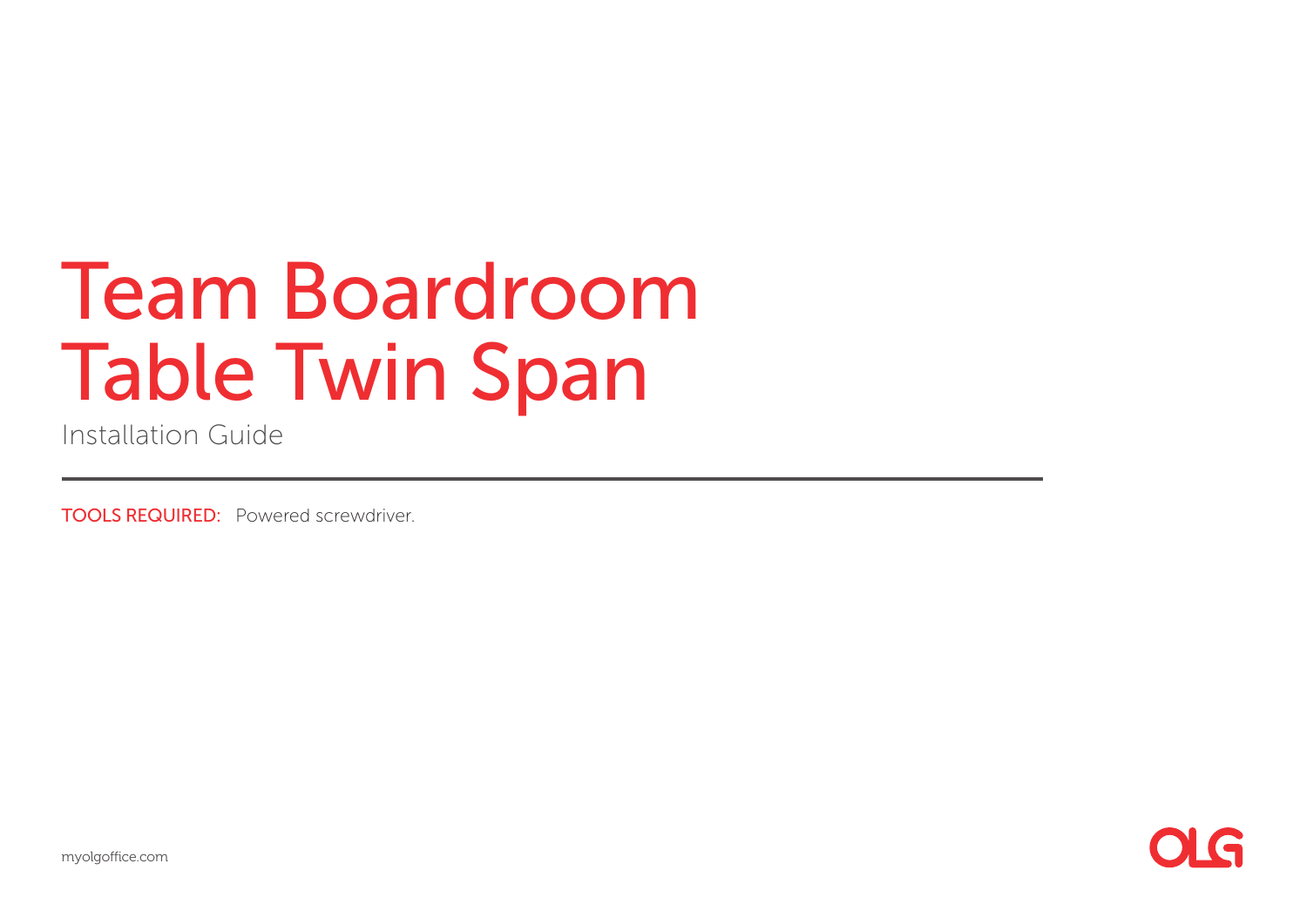# Team Boardroom Table Twin Span

Installation Guide

---

TOOLS REQUIRED: Powered screwdriver.

myolgoffice.com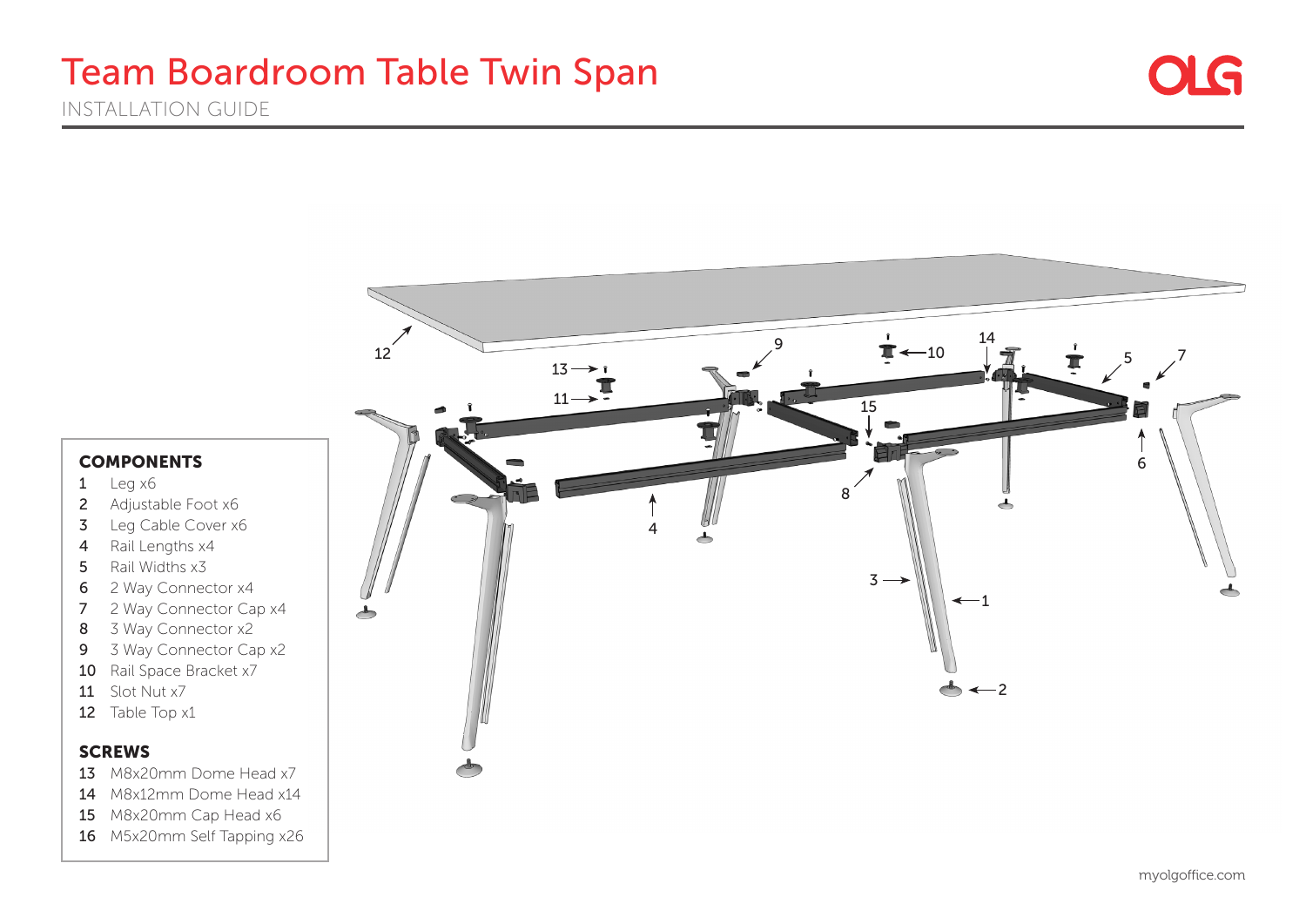# Team Boardroom Table Twin Span

INSTALLATION GUIDE

## COMPONENTS

1. Leg x6
2. Adjustable Foot x6
3. Leg Cable Cover x6
4. Rail Lengths x4
5. Rail Widths x3
6. 2 Way Connector x4
7. 2 Way Connector Cap x4
8. 3 Way Connector x2
9. 3 Way Connector Cap x2
10. Rail Space Bracket x7
11. Slot Nut x7
12. Table Top x1

## SCREWS

13. M8x20mm Dome Head x7
14. M8x12mm Dome Head x14
15. M8x20mm Cap Head x6
16. M5x20mm Self Tapping x26

myolgoffice.com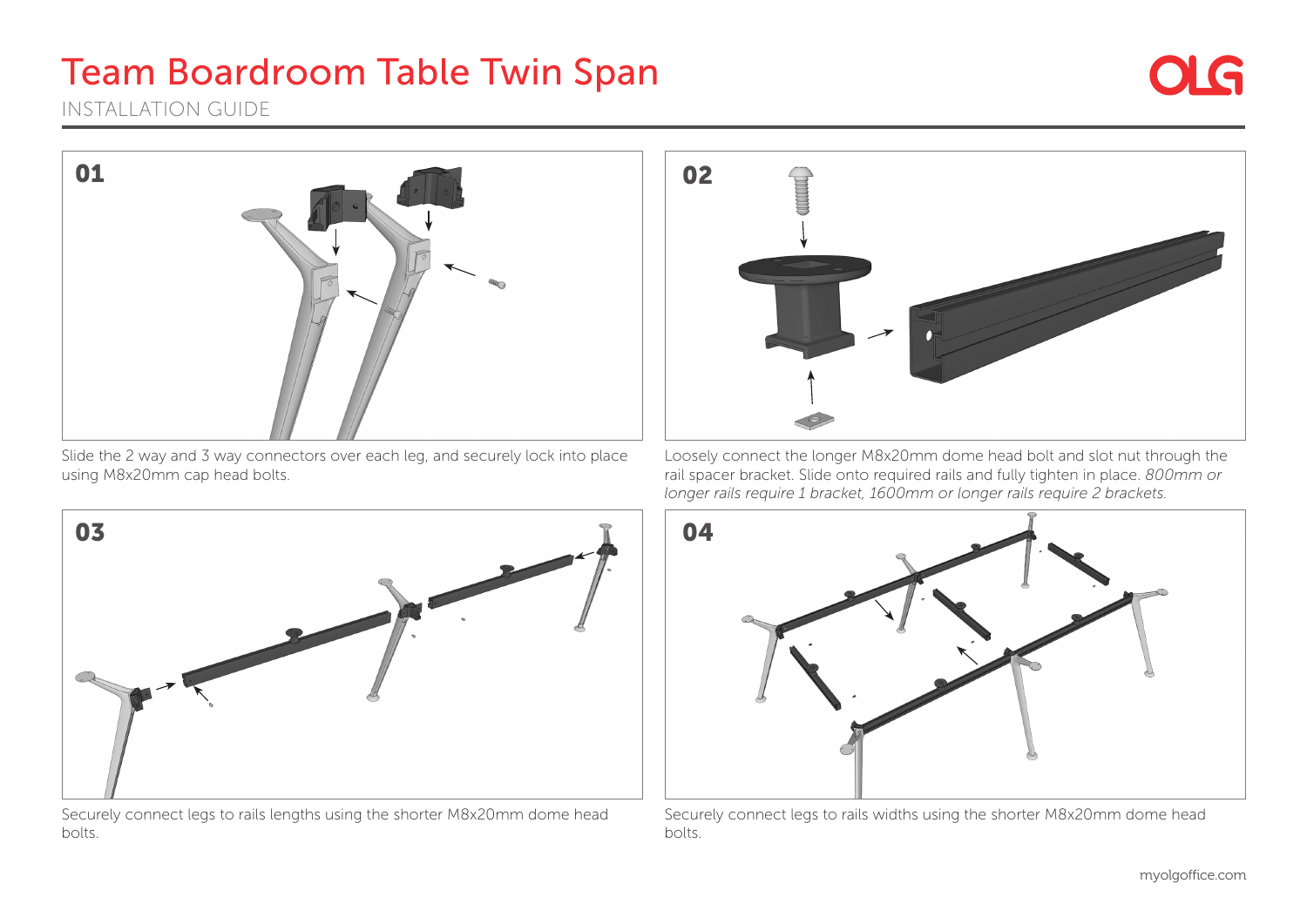# Team Boardroom Table Twin Span

INSTALLATION GUIDE

**01**

Slide the 2 way and 3 way connectors over each leg, and securely lock into place using M8x20mm cap head bolts.

**02**

Loosely connect the longer M8x20mm dome head bolt and slot nut through the rail spacer bracket. Slide onto required rails and fully tighten in place. *800mm or longer rails require 1 bracket, 1600mm or longer rails require 2 brackets.*

**03**

Securely connect legs to rails lengths using the shorter M8x20mm dome head bolts.

**04**

Securely connect legs to rails widths using the shorter M8x20mm dome head bolts.

myolgoffice.com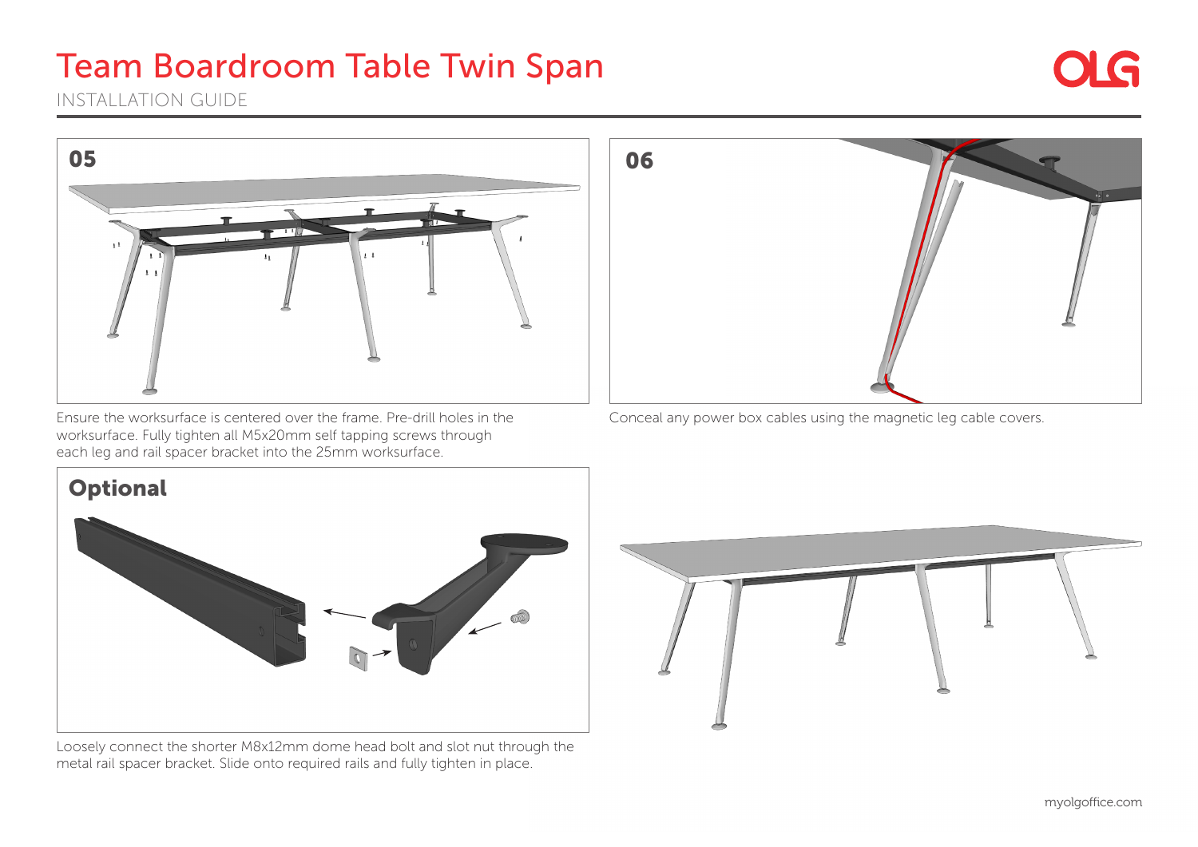# Team Boardroom Table Twin Span

INSTALLATION GUIDE

## 05

Ensure the worksurface is centered over the frame. Pre-drill holes in the worksurface. Fully tighten all M5x20mm self tapping screws through each leg and rail spacer bracket into the 25mm worksurface.

## 06

Conceal any power box cables using the magnetic leg cable covers.

## Optional

Loosely connect the shorter M8x12mm dome head bolt and slot nut through the metal rail spacer bracket. Slide onto required rails and fully tighten in place.

myolgoffice.com